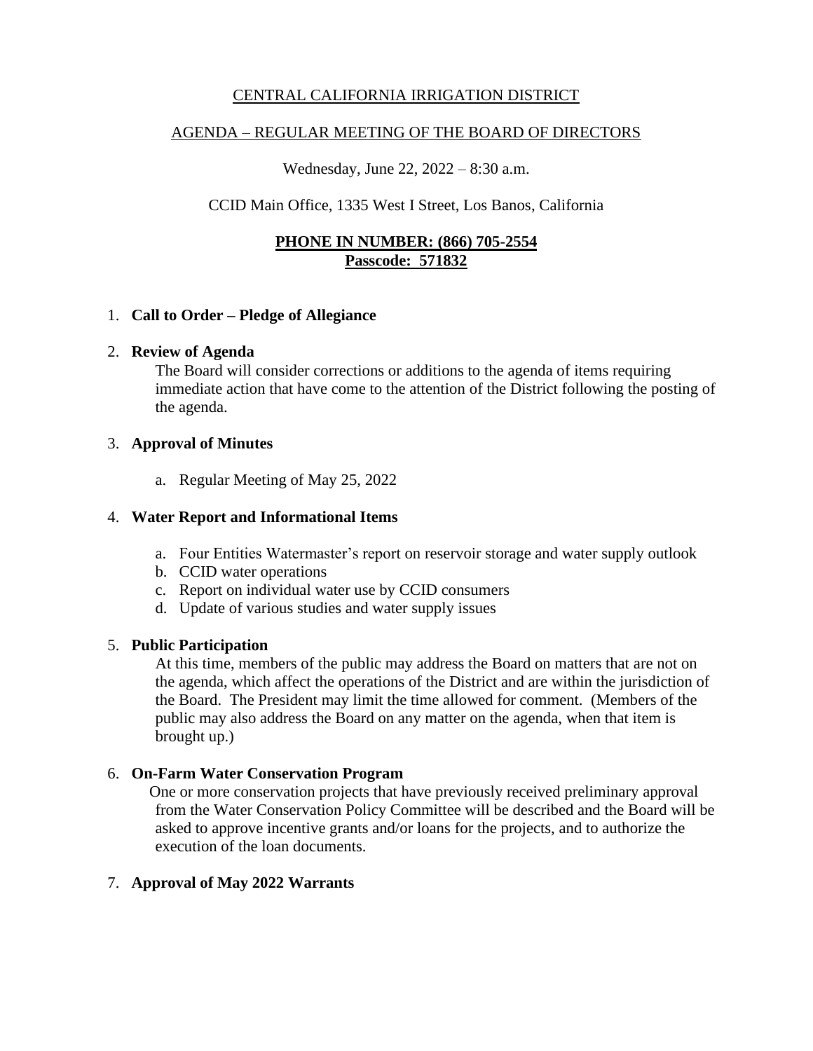CENTRAL CALIFORNIA IRRIGATION DISTRICT

AGENDA – REGULAR MEETING OF THE BOARD OF DIRECTORS

Wednesday, June 22, 2022 – 8:30 a.m.

CCID Main Office, 1335 West I Street, Los Banos, California

**PHONE IN NUMBER: (866) 705-2554**
**Passcode: 571832**

1. **Call to Order – Pledge of Allegiance**

2. **Review of Agenda**
   The Board will consider corrections or additions to the agenda of items requiring immediate action that have come to the attention of the District following the posting of the agenda.

3. **Approval of Minutes**

   a. Regular Meeting of May 25, 2022

4. **Water Report and Informational Items**

   a. Four Entities Watermaster's report on reservoir storage and water supply outlook
   b. CCID water operations
   c. Report on individual water use by CCID consumers
   d. Update of various studies and water supply issues

5. **Public Participation**
   At this time, members of the public may address the Board on matters that are not on the agenda, which affect the operations of the District and are within the jurisdiction of the Board. The President may limit the time allowed for comment. (Members of the public may also address the Board on any matter on the agenda, when that item is brought up.)

6. **On-Farm Water Conservation Program**
   One or more conservation projects that have previously received preliminary approval from the Water Conservation Policy Committee will be described and the Board will be asked to approve incentive grants and/or loans for the projects, and to authorize the execution of the loan documents.

7. **Approval of May 2022 Warrants**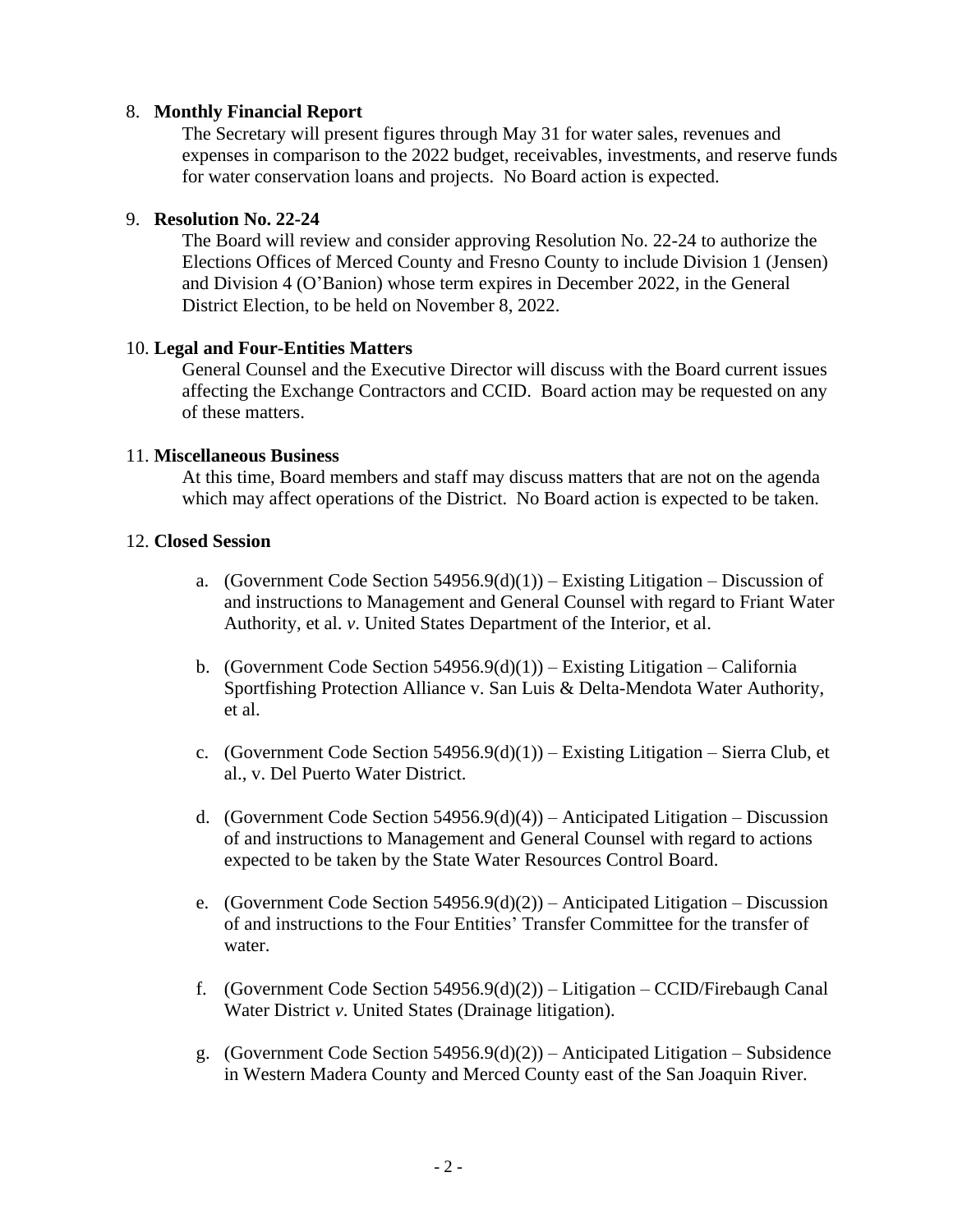8. **Monthly Financial Report**
   The Secretary will present figures through May 31 for water sales, revenues and expenses in comparison to the 2022 budget, receivables, investments, and reserve funds for water conservation loans and projects. No Board action is expected.

9. **Resolution No. 22-24**
   The Board will review and consider approving Resolution No. 22-24 to authorize the Elections Offices of Merced County and Fresno County to include Division 1 (Jensen) and Division 4 (O'Banion) whose term expires in December 2022, in the General District Election, to be held on November 8, 2022.

10. **Legal and Four-Entities Matters**
    General Counsel and the Executive Director will discuss with the Board current issues affecting the Exchange Contractors and CCID. Board action may be requested on any of these matters.

11. **Miscellaneous Business**
    At this time, Board members and staff may discuss matters that are not on the agenda which may affect operations of the District. No Board action is expected to be taken.

12. **Closed Session**

    a. (Government Code Section 54956.9(d)(1)) – Existing Litigation – Discussion of and instructions to Management and General Counsel with regard to Friant Water Authority, et al. *v*. United States Department of the Interior, et al.

    b. (Government Code Section 54956.9(d)(1)) – Existing Litigation – California Sportfishing Protection Alliance v. San Luis & Delta-Mendota Water Authority, et al.

    c. (Government Code Section 54956.9(d)(1)) – Existing Litigation – Sierra Club, et al., v. Del Puerto Water District.

    d. (Government Code Section 54956.9(d)(4)) – Anticipated Litigation – Discussion of and instructions to Management and General Counsel with regard to actions expected to be taken by the State Water Resources Control Board.

    e. (Government Code Section 54956.9(d)(2)) – Anticipated Litigation – Discussion of and instructions to the Four Entities' Transfer Committee for the transfer of water.

    f. (Government Code Section 54956.9(d)(2)) – Litigation – CCID/Firebaugh Canal Water District *v*. United States (Drainage litigation).

    g. (Government Code Section 54956.9(d)(2)) – Anticipated Litigation – Subsidence in Western Madera County and Merced County east of the San Joaquin River.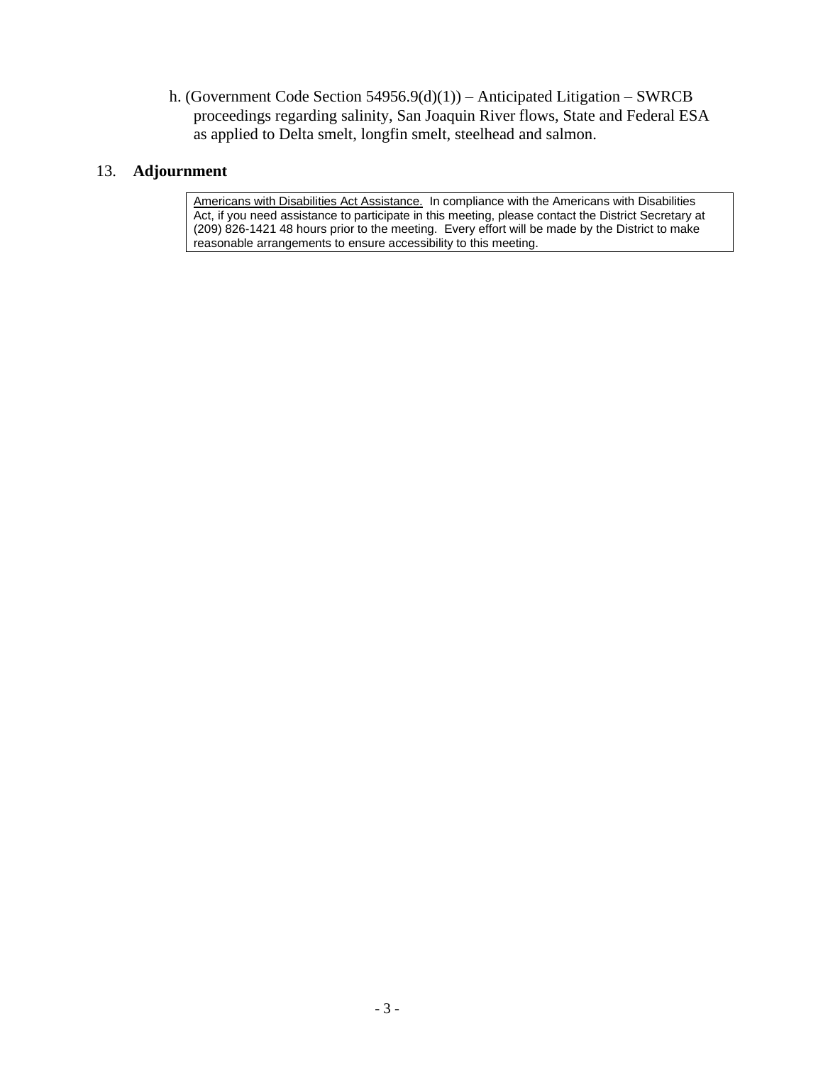h. (Government Code Section 54956.9(d)(1)) – Anticipated Litigation – SWRCB proceedings regarding salinity, San Joaquin River flows, State and Federal ESA as applied to Delta smelt, longfin smelt, steelhead and salmon.

13. **Adjournment**

Americans with Disabilities Act Assistance. In compliance with the Americans with Disabilities Act, if you need assistance to participate in this meeting, please contact the District Secretary at (209) 826-1421 48 hours prior to the meeting. Every effort will be made by the District to make reasonable arrangements to ensure accessibility to this meeting.